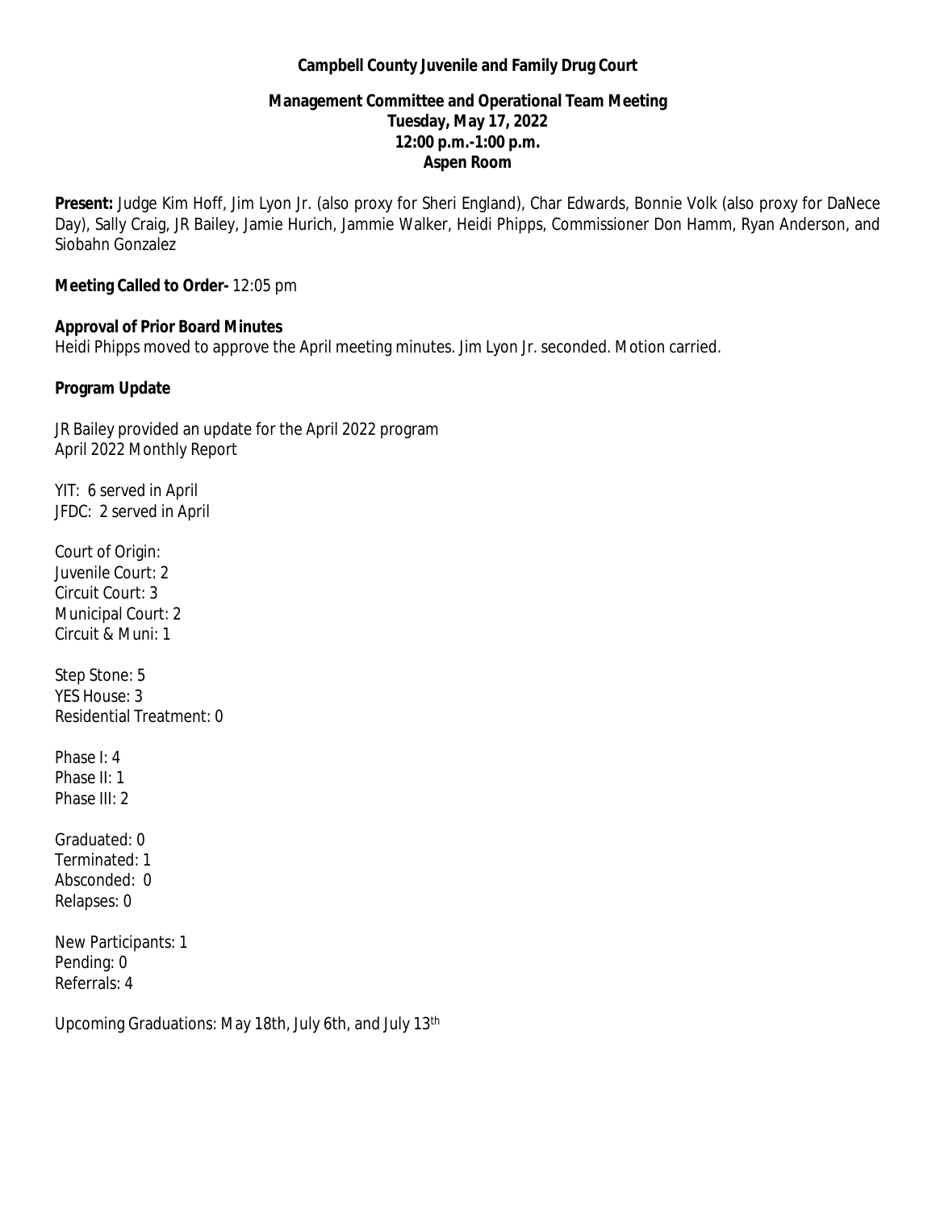**Campbell County Juvenile and Family Drug Court**

**Management Committee and Operational Team Meeting**
**Tuesday, May 17, 2022**
**12:00 p.m.-1:00 p.m.**
**Aspen Room**

**Present:** Judge Kim Hoff, Jim Lyon Jr. (also proxy for Sheri England), Char Edwards, Bonnie Volk (also proxy for DaNece Day), Sally Craig, JR Bailey, Jamie Hurich, Jammie Walker, Heidi Phipps, Commissioner Don Hamm, Ryan Anderson, and Siobahn Gonzalez

**Meeting Called to Order-** 12:05 pm

**Approval of Prior Board Minutes**
Heidi Phipps moved to approve the April meeting minutes. Jim Lyon Jr. seconded. Motion carried.

**Program Update**

JR Bailey provided an update for the April 2022 program
April 2022 Monthly Report

YIT: 6 served in April
JFDC: 2 served in April

Court of Origin:
Juvenile Court: 2
Circuit Court: 3
Municipal Court: 2
Circuit & Muni: 1

Step Stone: 5
YES House: 3
Residential Treatment: 0

Phase I: 4
Phase II: 1
Phase III: 2

Graduated: 0
Terminated: 1
Absconded: 0
Relapses: 0

New Participants: 1
Pending: 0
Referrals: 4

Upcoming Graduations: May 18th, July 6th, and July 13th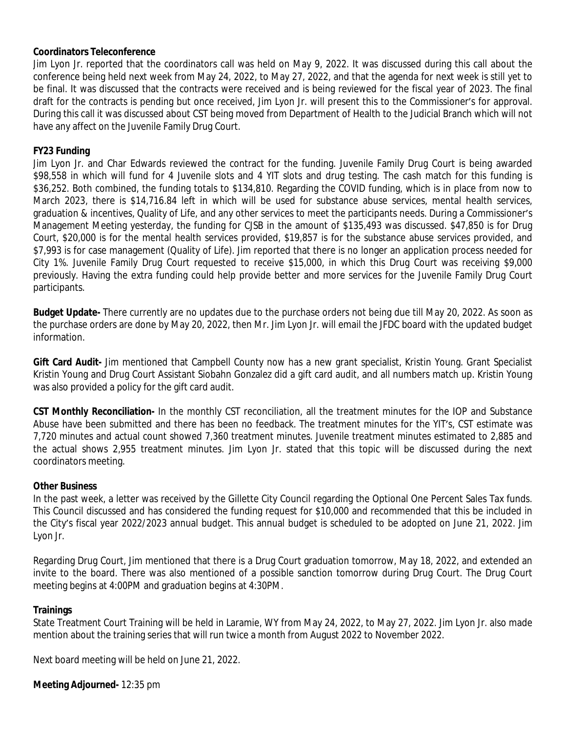**Coordinators Teleconference**
Jim Lyon Jr. reported that the coordinators call was held on May 9, 2022. It was discussed during this call about the conference being held next week from May 24, 2022, to May 27, 2022, and that the agenda for next week is still yet to be final. It was discussed that the contracts were received and is being reviewed for the fiscal year of 2023. The final draft for the contracts is pending but once received, Jim Lyon Jr. will present this to the Commissioner's for approval. During this call it was discussed about CST being moved from Department of Health to the Judicial Branch which will not have any affect on the Juvenile Family Drug Court.

**FY23 Funding**
Jim Lyon Jr. and Char Edwards reviewed the contract for the funding. Juvenile Family Drug Court is being awarded $98,558 in which will fund for 4 Juvenile slots and 4 YIT slots and drug testing. The cash match for this funding is $36,252. Both combined, the funding totals to $134,810. Regarding the COVID funding, which is in place from now to March 2023, there is $14,716.84 left in which will be used for substance abuse services, mental health services, graduation & incentives, Quality of Life, and any other services to meet the participants needs. During a Commissioner's Management Meeting yesterday, the funding for CJSB in the amount of $135,493 was discussed. $47,850 is for Drug Court, $20,000 is for the mental health services provided, $19,857 is for the substance abuse services provided, and $7,993 is for case management (Quality of Life). Jim reported that there is no longer an application process needed for City 1%. Juvenile Family Drug Court requested to receive $15,000, in which this Drug Court was receiving $9,000 previously. Having the extra funding could help provide better and more services for the Juvenile Family Drug Court participants.

**Budget Update-** There currently are no updates due to the purchase orders not being due till May 20, 2022. As soon as the purchase orders are done by May 20, 2022, then Mr. Jim Lyon Jr. will email the JFDC board with the updated budget information.

**Gift Card Audit-** Jim mentioned that Campbell County now has a new grant specialist, Kristin Young. Grant Specialist Kristin Young and Drug Court Assistant Siobahn Gonzalez did a gift card audit, and all numbers match up. Kristin Young was also provided a policy for the gift card audit.

**CST Monthly Reconciliation-** In the monthly CST reconciliation, all the treatment minutes for the IOP and Substance Abuse have been submitted and there has been no feedback. The treatment minutes for the YIT's, CST estimate was 7,720 minutes and actual count showed 7,360 treatment minutes. Juvenile treatment minutes estimated to 2,885 and the actual shows 2,955 treatment minutes. Jim Lyon Jr. stated that this topic will be discussed during the next coordinators meeting.

**Other Business**
In the past week, a letter was received by the Gillette City Council regarding the Optional One Percent Sales Tax funds. This Council discussed and has considered the funding request for $10,000 and recommended that this be included in the City's fiscal year 2022/2023 annual budget. This annual budget is scheduled to be adopted on June 21, 2022. Jim Lyon Jr.

Regarding Drug Court, Jim mentioned that there is a Drug Court graduation tomorrow, May 18, 2022, and extended an invite to the board. There was also mentioned of a possible sanction tomorrow during Drug Court. The Drug Court meeting begins at 4:00PM and graduation begins at 4:30PM.

**Trainings**
State Treatment Court Training will be held in Laramie, WY from May 24, 2022, to May 27, 2022. Jim Lyon Jr. also made mention about the training series that will run twice a month from August 2022 to November 2022.

Next board meeting will be held on June 21, 2022.

**Meeting Adjourned-** 12:35 pm